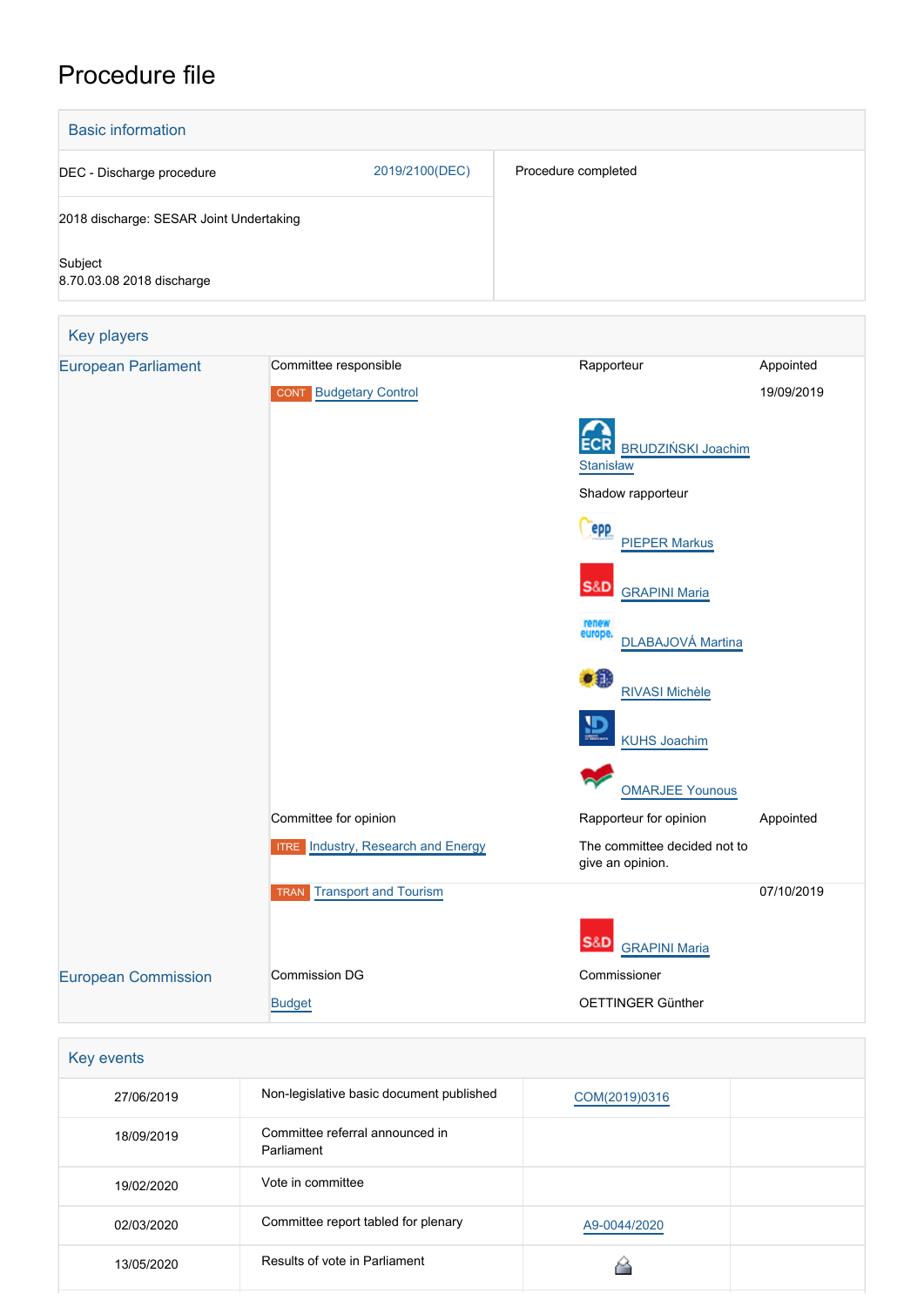# Procedure file

## Basic information

| | | |
|---|---|---|
| DEC - Discharge procedure | 2019/2100(DEC) | Procedure completed |
| 2018 discharge: SESAR Joint Undertaking | | |
| Subject<br>8.70.03.08 2018 discharge | | |

## Key players

| | | | |
|---|---|---|---|
| European Parliament | Committee responsible | Rapporteur | Appointed |
| | CONT Budgetary Control | | 19/09/2019 |
| | | ECR BRUDZIŃSKI Joachim Stanisław | |
| | | Shadow rapporteur | |
| | | EPP PIEPER Markus | |
| | | S&D GRAPINI Maria | |
| | | Renew Europe DLABAJOVÁ Martina | |
| | | Greens/EFA RIVASI Michèle | |
| | | ID KUHS Joachim | |
| | | GUE/NGL OMARJEE Younous | |
| | Committee for opinion | Rapporteur for opinion | Appointed |
| | ITRE Industry, Research and Energy | The committee decided not to give an opinion. | |
| | TRAN Transport and Tourism | | 07/10/2019 |
| | | S&D GRAPINI Maria | |
| European Commission | Commission DG | Commissioner | |
| | Budget | OETTINGER Günther | |

## Key events

| | | | |
|---|---|---|---|
| 27/06/2019 | Non-legislative basic document published | COM(2019)0316 | |
| 18/09/2019 | Committee referral announced in Parliament | | |
| 19/02/2020 | Vote in committee | | |
| 02/03/2020 | Committee report tabled for plenary | A9-0044/2020 | |
| 13/05/2020 | Results of vote in Parliament | | |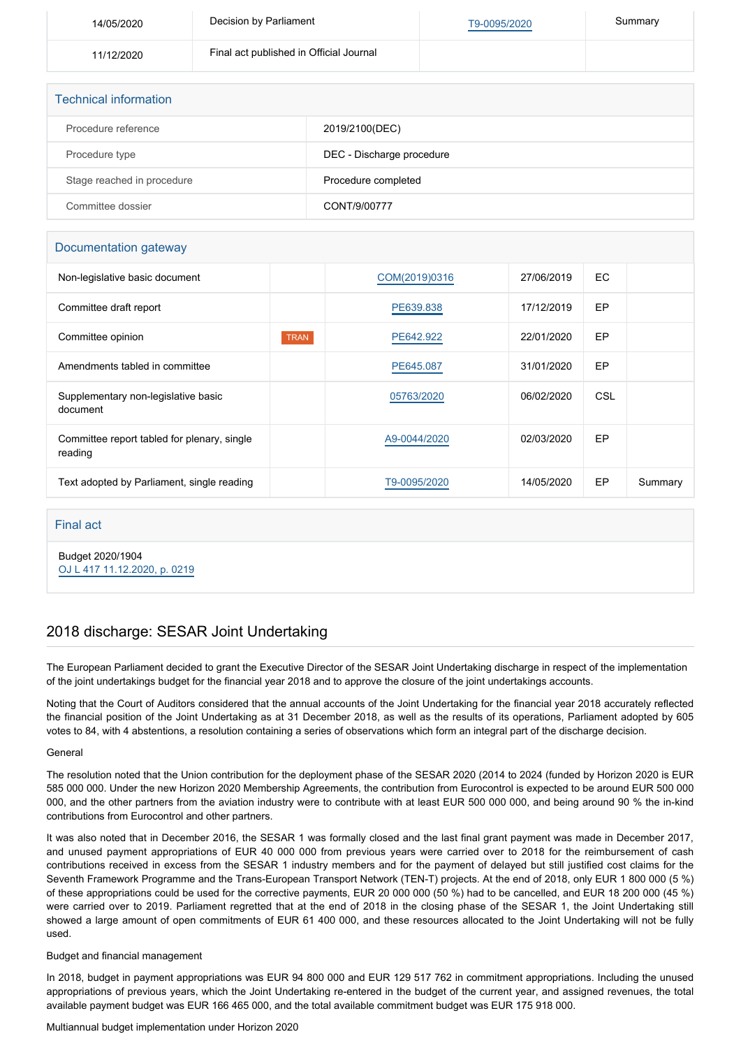| | | | |
|---|---|---|---|
| 14/05/2020 | Decision by Parliament | T9-0095/2020 | Summary |
| 11/12/2020 | Final act published in Official Journal | | |

## Technical information

| | |
|---|---|
| Procedure reference | 2019/2100(DEC) |
| Procedure type | DEC - Discharge procedure |
| Stage reached in procedure | Procedure completed |
| Committee dossier | CONT/9/00777 |

## Documentation gateway

| | | | | | |
|---|---|---|---|---|---|
| Non-legislative basic document | | COM(2019)0316 | 27/06/2019 | EC | |
| Committee draft report | | PE639.838 | 17/12/2019 | EP | |
| Committee opinion | TRAN | PE642.922 | 22/01/2020 | EP | |
| Amendments tabled in committee | | PE645.087 | 31/01/2020 | EP | |
| Supplementary non-legislative basic document | | 05763/2020 | 06/02/2020 | CSL | |
| Committee report tabled for plenary, single reading | | A9-0044/2020 | 02/03/2020 | EP | |
| Text adopted by Parliament, single reading | | T9-0095/2020 | 14/05/2020 | EP | Summary |

## Final act

Budget 2020/1904
OJ L 417 11.12.2020, p. 0219

## 2018 discharge: SESAR Joint Undertaking

The European Parliament decided to grant the Executive Director of the SESAR Joint Undertaking discharge in respect of the implementation of the joint undertakings budget for the financial year 2018 and to approve the closure of the joint undertakings accounts.

Noting that the Court of Auditors considered that the annual accounts of the Joint Undertaking for the financial year 2018 accurately reflected the financial position of the Joint Undertaking as at 31 December 2018, as well as the results of its operations, Parliament adopted by 605 votes to 84, with 4 abstentions, a resolution containing a series of observations which form an integral part of the discharge decision.

General

The resolution noted that the Union contribution for the deployment phase of the SESAR 2020 (2014 to 2024 (funded by Horizon 2020 is EUR 585 000 000. Under the new Horizon 2020 Membership Agreements, the contribution from Eurocontrol is expected to be around EUR 500 000 000, and the other partners from the aviation industry were to contribute with at least EUR 500 000 000, and being around 90 % the in-kind contributions from Eurocontrol and other partners.

It was also noted that in December 2016, the SESAR 1 was formally closed and the last final grant payment was made in December 2017, and unused payment appropriations of EUR 40 000 000 from previous years were carried over to 2018 for the reimbursement of cash contributions received in excess from the SESAR 1 industry members and for the payment of delayed but still justified cost claims for the Seventh Framework Programme and the Trans-European Transport Network (TEN-T) projects. At the end of 2018, only EUR 1 800 000 (5 %) of these appropriations could be used for the corrective payments, EUR 20 000 000 (50 %) had to be cancelled, and EUR 18 200 000 (45 %) were carried over to 2019. Parliament regretted that at the end of 2018 in the closing phase of the SESAR 1, the Joint Undertaking still showed a large amount of open commitments of EUR 61 400 000, and these resources allocated to the Joint Undertaking will not be fully used.

Budget and financial management

In 2018, budget in payment appropriations was EUR 94 800 000 and EUR 129 517 762 in commitment appropriations. Including the unused appropriations of previous years, which the Joint Undertaking re-entered in the budget of the current year, and assigned revenues, the total available payment budget was EUR 166 465 000, and the total available commitment budget was EUR 175 918 000.

Multiannual budget implementation under Horizon 2020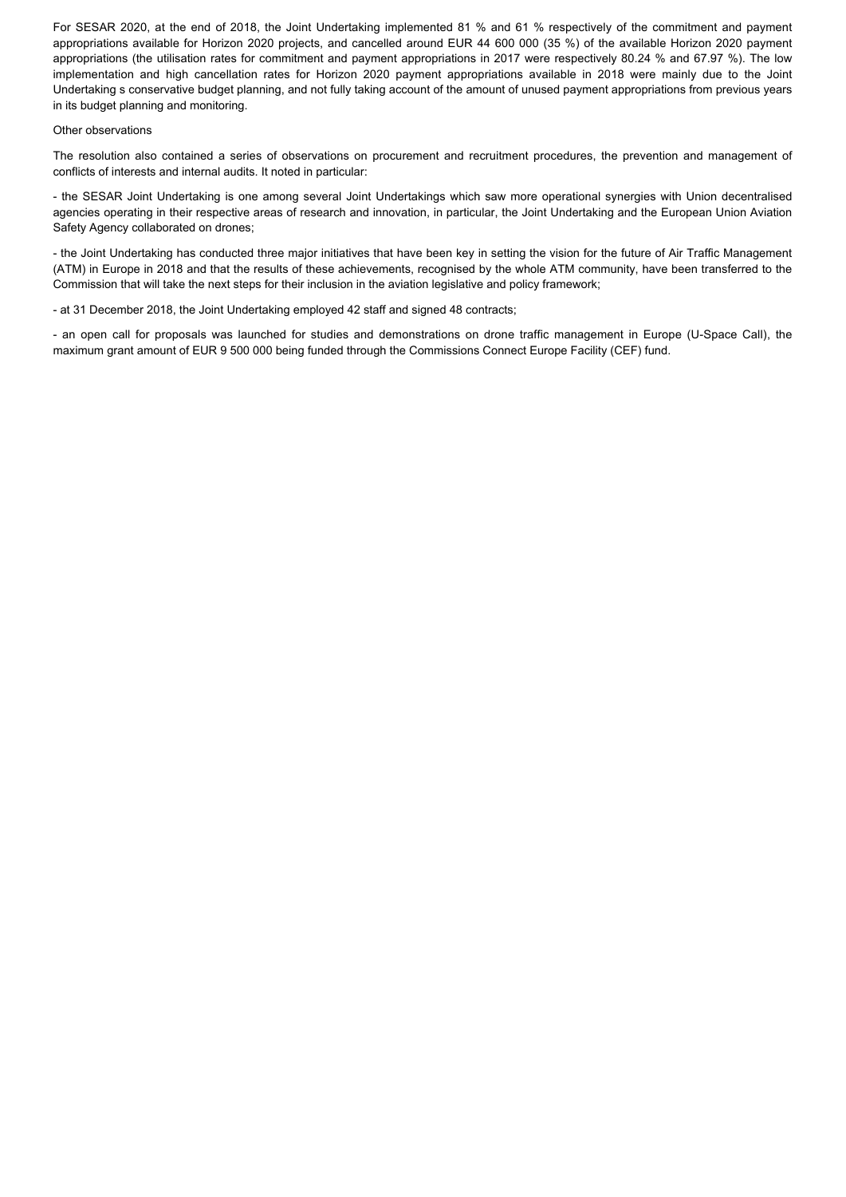For SESAR 2020, at the end of 2018, the Joint Undertaking implemented 81 % and 61 % respectively of the commitment and payment appropriations available for Horizon 2020 projects, and cancelled around EUR 44 600 000 (35 %) of the available Horizon 2020 payment appropriations (the utilisation rates for commitment and payment appropriations in 2017 were respectively 80.24 % and 67.97 %). The low implementation and high cancellation rates for Horizon 2020 payment appropriations available in 2018 were mainly due to the Joint Undertaking s conservative budget planning, and not fully taking account of the amount of unused payment appropriations from previous years in its budget planning and monitoring.

Other observations

The resolution also contained a series of observations on procurement and recruitment procedures, the prevention and management of conflicts of interests and internal audits. It noted in particular:

- the SESAR Joint Undertaking is one among several Joint Undertakings which saw more operational synergies with Union decentralised agencies operating in their respective areas of research and innovation, in particular, the Joint Undertaking and the European Union Aviation Safety Agency collaborated on drones;

- the Joint Undertaking has conducted three major initiatives that have been key in setting the vision for the future of Air Traffic Management (ATM) in Europe in 2018 and that the results of these achievements, recognised by the whole ATM community, have been transferred to the Commission that will take the next steps for their inclusion in the aviation legislative and policy framework;

- at 31 December 2018, the Joint Undertaking employed 42 staff and signed 48 contracts;

- an open call for proposals was launched for studies and demonstrations on drone traffic management in Europe (U-Space Call), the maximum grant amount of EUR 9 500 000 being funded through the Commissions Connect Europe Facility (CEF) fund.